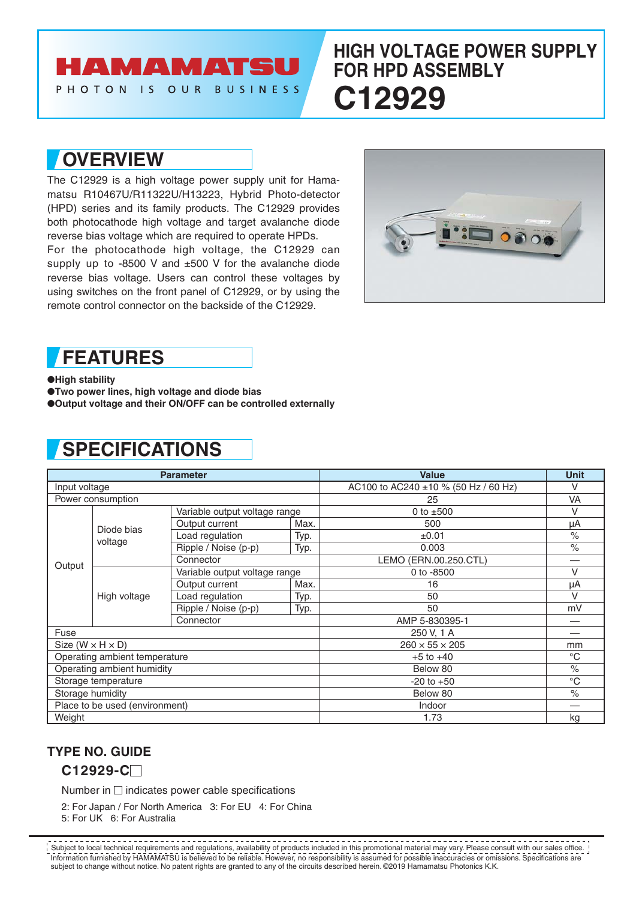HAMAMATSU

PHOTON IS OUR BUSINESS

# HIGH VOLTAGE POWER SUPPLY FOR HPD ASSEMBLY

# C12929

## OVERVIEW

The C12929 is a high voltage power supply unit for Hamamatsu R10467U/R11322U/H13223, Hybrid Photo-detector (HPD) series and its family products. The C12929 provides both photocathode high voltage and target avalanche diode reverse bias voltage which are required to operate HPDs.
For the photocathode high voltage, the C12929 can supply up to -8500 V and ±500 V for the avalanche diode reverse bias voltage. Users can control these voltages by using switches on the front panel of C12929, or by using the remote control connector on the backside of the C12929.

## FEATURES

- **High stability**
- **Two power lines, high voltage and diode bias**
- **Output voltage and their ON/OFF can be controlled externally**

## SPECIFICATIONS

| Parameter | | | | Value | Unit |
|---|---|---|---|---|---|
| Input voltage | | | | AC100 to AC240 ±10 % (50 Hz / 60 Hz) | V |
| Power consumption | | | | 25 | VA |
| Output | Diode bias voltage | Variable output voltage range | | 0 to ±500 | V |
| | | Output current | Max. | 500 | μA |
| | | Load regulation | Typ. | ±0.01 | % |
| | | Ripple / Noise (p-p) | Typ. | 0.003 | % |
| | | Connector | | LEMO (ERN.00.250.CTL) | — |
| | High voltage | Variable output voltage range | | 0 to -8500 | V |
| | | Output current | Max. | 16 | μA |
| | | Load regulation | Typ. | 50 | V |
| | | Ripple / Noise (p-p) | Typ. | 50 | mV |
| | | Connector | | AMP 5-830395-1 | — |
| Fuse | | | | 250 V, 1 A | — |
| Size (W × H × D) | | | | 260 × 55 × 205 | mm |
| Operating ambient temperature | | | | +5 to +40 | °C |
| Operating ambient humidity | | | | Below 80 | % |
| Storage temperature | | | | -20 to +50 | °C |
| Storage humidity | | | | Below 80 | % |
| Place to be used (environment) | | | | Indoor | — |
| Weight | | | | 1.73 | kg |

### TYPE NO. GUIDE

**C12929-C□**

Number in □ indicates power cable specifications

2: For Japan / For North America 3: For EU 4: For China
5: For UK 6: For Australia

Subject to local technical requirements and regulations, availability of products included in this promotional material may vary. Please consult with our sales office.
Information furnished by HAMAMATSU is believed to be reliable. However, no responsibility is assumed for possible inaccuracies or omissions. Specifications are subject to change without notice. No patent rights are granted to any of the circuits described herein. ©2019 Hamamatsu Photonics K.K.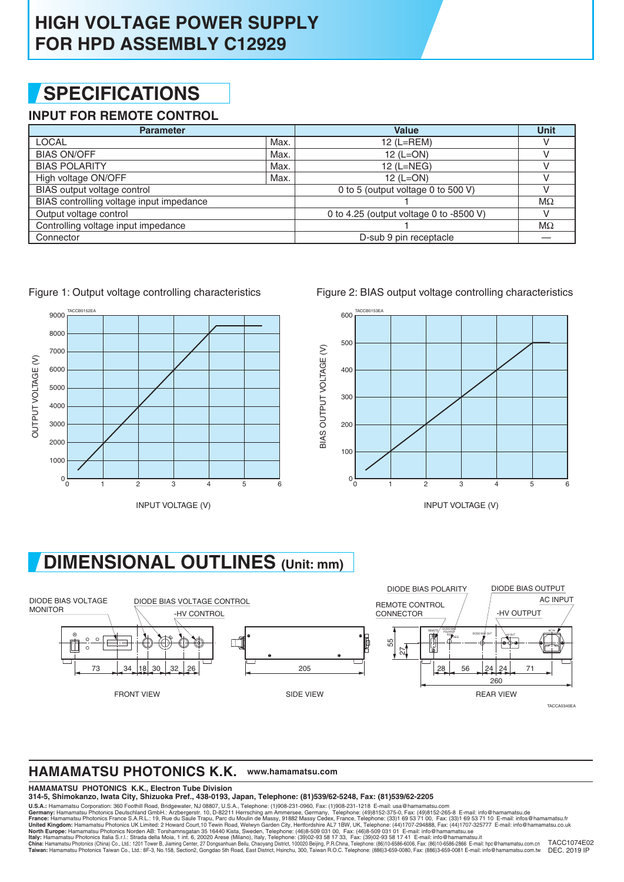# HIGH VOLTAGE POWER SUPPLY FOR HPD ASSEMBLY C12929

## SPECIFICATIONS

### INPUT FOR REMOTE CONTROL

| Parameter | | Value | Unit |
|---|---|---|---|
| LOCAL | Max. | 12 (L=REM) | V |
| BIAS ON/OFF | Max. | 12 (L=ON) | V |
| BIAS POLARITY | Max. | 12 (L=NEG) | V |
| High voltage ON/OFF | Max. | 12 (L=ON) | V |
| BIAS output voltage control | | 0 to 5 (output voltage 0 to 500 V) | V |
| BIAS controlling voltage input impedance | | 1 | MΩ |
| Output voltage control | | 0 to 4.25 (output voltage 0 to -8500 V) | V |
| Controlling voltage input impedance | | 1 | MΩ |
| Connector | | D-sub 9 pin receptacle | — |

Figure 1: Output voltage controlling characteristics

TACCB0152EA

OUTPUT VOLTAGE (V)

9000
8000
7000
6000
5000
4000
3000
2000
1000
0

0 1 2 3 4 5 6

INPUT VOLTAGE (V)

Figure 2: BIAS output voltage controlling characteristics

TACCB0153EA

BIAS OUTPUT VOLTAGE (V)

600
500
400
300
200
100
0

0 1 2 3 4 5 6

INPUT VOLTAGE (V)

## DIMENSIONAL OUTLINES (Unit: mm)

DIODE BIAS VOLTAGE MONITOR
DIODE BIAS VOLTAGE CONTROL
-HV CONTROL
DIODE BIAS POLARITY
DIODE BIAS OUTPUT
AC INPUT
REMOTE CONTROL CONNECTOR
-HV OUTPUT

73, 34, 18, 30, 32, 26

FRONT VIEW

205

SIDE VIEW

55, 27, 28, 56, 24, 24, 71, 260

REAR VIEW

TACCA0340EA

---

**HAMAMATSU PHOTONICS K.K.** www.hamamatsu.com

**HAMAMATSU PHOTONICS K.K., Electron Tube Division**
**314-5, Shimokanzo, Iwata City, Shizuoka Pref., 438-0193, Japan, Telephone: (81)539/62-5248, Fax: (81)539/62-2205**

**U.S.A.:** Hamamatsu Corporation: 360 Foothill Road, Bridgewater, NJ 08807, U.S.A., Telephone: (1)908-231-0960, Fax: (1)908-231-1218 E-mail: usa@hamamatsu.com
**Germany:** Hamamatsu Photonics Deutschland GmbH.: Arzbergerstr. 10, D-82211 Herrsching am Ammersee, Germany, Telephone: (49)8152-375-0, Fax: (49)8152-265-8 E-mail: info@hamamatsu.de
**France:** Hamamatsu Photonics France S.A.R.L.: 19, Rue du Saule Trapu, Parc du Moulin de Massy, 91882 Massy Cedex, France, Telephone: (33)1 69 53 71 00, Fax: (33)1 69 53 71 10 E-mail: infos@hamamatsu.fr
**United Kingdom:** Hamamatsu Photonics UK Limited: 2 Howard Court,10 Tewin Road, Welwyn Garden City, Hertfordshire AL7 1BW, UK, Telephone: (44)1707-294888, Fax: (44)1707-325777 E-mail: info@hamamatsu.co.uk
**North Europe:** Hamamatsu Photonics Norden AB: Torshamnsgatan 35 16440 Kista, Sweden, Telephone: (46)8-509 031 00, Fax: (46)8-509 031 01 E-mail: info@hamamatsu.se
**Italy:** Hamamatsu Photonics Italia S.r.l.: Strada della Moia, 1 int. 6, 20020 Arese (Milano), Italy, Telephone: (39)02-93 58 17 33, Fax: (39)02-93 58 17 41 E-mail: info@hamamatsu.it
**China:** Hamamatsu Photonics (China) Co., Ltd.: 1201 Tower B, Jiaming Center, 27 Dongsanhuan Beilu, Chaoyang District, 100020 Beijing, P.R.China, Telephone: (86)10-6586-6006, Fax: (86)10-6586-2866 E-mail: hpc@hamamatsu.com.cn
**Taiwan:** Hamamatsu Photonics Taiwan Co., Ltd.: 8F-3, No.158, Section2, Gongdao 5th Road, East District, Hsinchu, 300, Taiwan R.O.C. Telephone: (886)3-659-0080, Fax: (886)3-659-0081 E-mail: info@hamamatsu.com.tw

TACC1074E02
DEC. 2019 IP